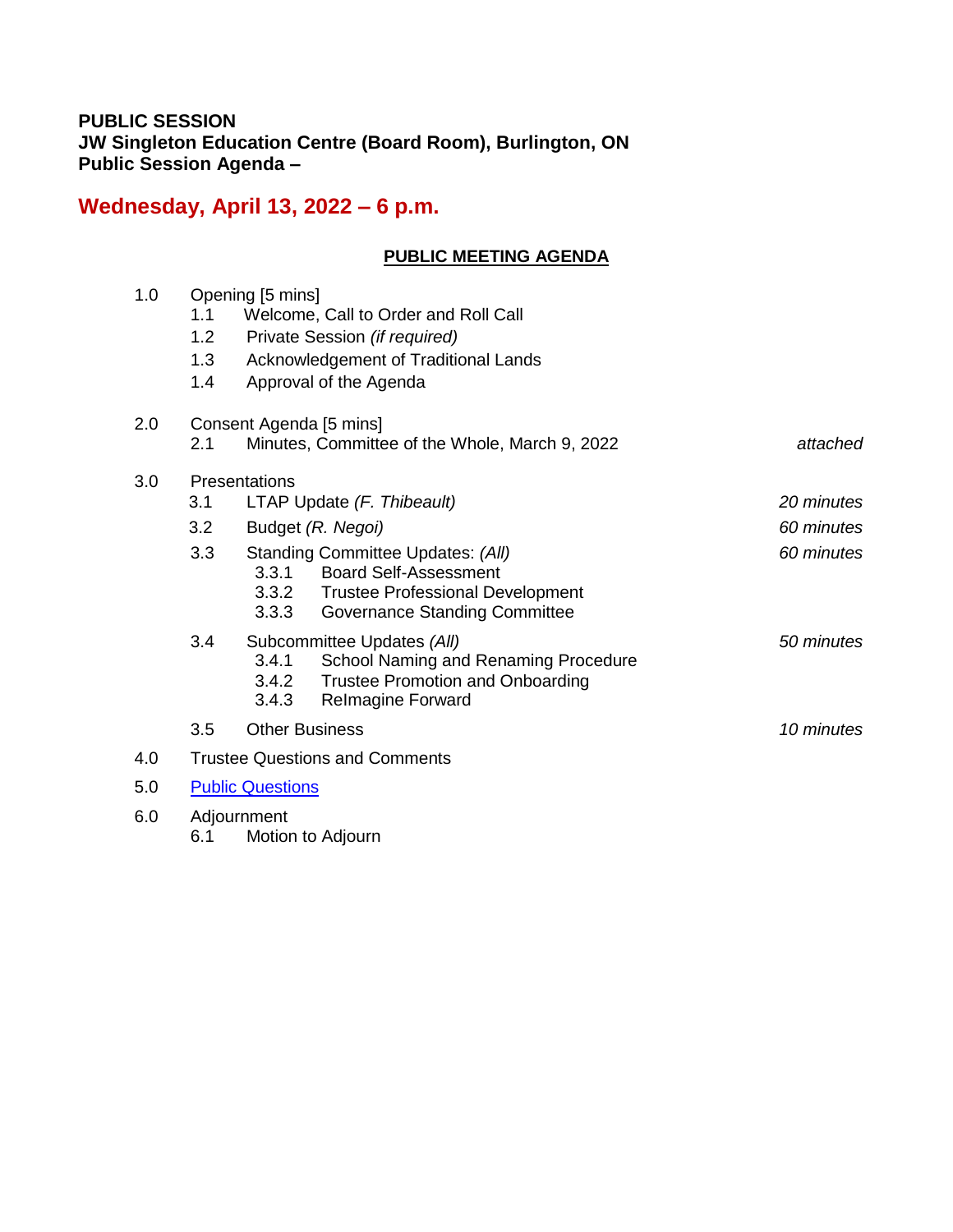**PUBLIC SESSION**
**JW Singleton Education Centre (Board Room), Burlington, ON**
**Public Session Agenda –**

## Wednesday, April 13, 2022 – 6 p.m.

**PUBLIC MEETING AGENDA**

1.0 Opening [5 mins]
- 1.1 Welcome, Call to Order and Roll Call
- 1.2 Private Session *(if required)*
- 1.3 Acknowledgement of Traditional Lands
- 1.4 Approval of the Agenda

2.0 Consent Agenda [5 mins]
- 2.1 Minutes, Committee of the Whole, March 9, 2022 — *attached*

3.0 Presentations
- 3.1 LTAP Update *(F. Thibeault)* — *20 minutes*
- 3.2 Budget *(R. Negoi)* — *60 minutes*
- 3.3 Standing Committee Updates: *(All)* — *60 minutes*
  - 3.3.1 Board Self-Assessment
  - 3.3.2 Trustee Professional Development
  - 3.3.3 Governance Standing Committee
- 3.4 Subcommittee Updates *(All)* — *50 minutes*
  - 3.4.1 School Naming and Renaming Procedure
  - 3.4.2 Trustee Promotion and Onboarding
  - 3.4.3 ReImagine Forward
- 3.5 Other Business — *10 minutes*

4.0 Trustee Questions and Comments

5.0 Public Questions

6.0 Adjournment
- 6.1 Motion to Adjourn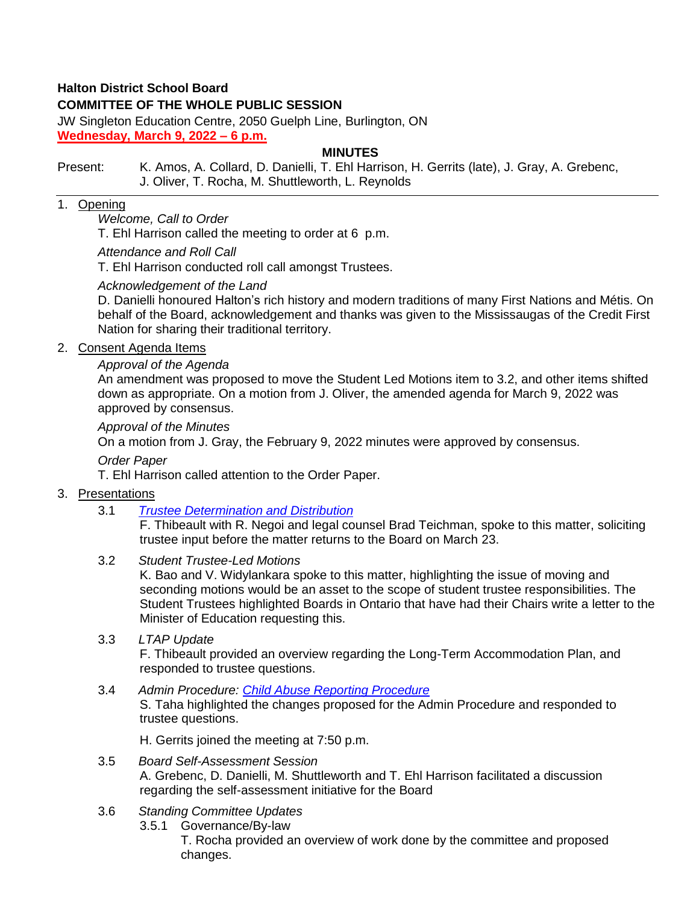**Halton District School Board**
**COMMITTEE OF THE WHOLE PUBLIC SESSION**
JW Singleton Education Centre, 2050 Guelph Line, Burlington, ON
**Wednesday, March 9, 2022 – 6 p.m.**

## MINUTES

Present: K. Amos, A. Collard, D. Danielli, T. Ehl Harrison, H. Gerrits (late), J. Gray, A. Grebenc, J. Oliver, T. Rocha, M. Shuttleworth, L. Reynolds

---

1. Opening

   *Welcome, Call to Order*
   T. Ehl Harrison called the meeting to order at 6 p.m.

   *Attendance and Roll Call*
   T. Ehl Harrison conducted roll call amongst Trustees.

   *Acknowledgement of the Land*
   D. Danielli honoured Halton's rich history and modern traditions of many First Nations and Métis. On behalf of the Board, acknowledgement and thanks was given to the Mississaugas of the Credit First Nation for sharing their traditional territory.

2. Consent Agenda Items

   *Approval of the Agenda*
   An amendment was proposed to move the Student Led Motions item to 3.2, and other items shifted down as appropriate. On a motion from J. Oliver, the amended agenda for March 9, 2022 was approved by consensus.

   *Approval of the Minutes*
   On a motion from J. Gray, the February 9, 2022 minutes were approved by consensus.

   *Order Paper*
   T. Ehl Harrison called attention to the Order Paper.

3. Presentations

   3.1 *Trustee Determination and Distribution*
   F. Thibeault with R. Negoi and legal counsel Brad Teichman, spoke to this matter, soliciting trustee input before the matter returns to the Board on March 23.

   3.2 *Student Trustee-Led Motions*
   K. Bao and V. Widylankara spoke to this matter, highlighting the issue of moving and seconding motions would be an asset to the scope of student trustee responsibilities. The Student Trustees highlighted Boards in Ontario that have had their Chairs write a letter to the Minister of Education requesting this.

   3.3 *LTAP Update*
   F. Thibeault provided an overview regarding the Long-Term Accommodation Plan, and responded to trustee questions.

   3.4 *Admin Procedure: Child Abuse Reporting Procedure*
   S. Taha highlighted the changes proposed for the Admin Procedure and responded to trustee questions.

   H. Gerrits joined the meeting at 7:50 p.m.

   3.5 *Board Self-Assessment Session*
   A. Grebenc, D. Danielli, M. Shuttleworth and T. Ehl Harrison facilitated a discussion regarding the self-assessment initiative for the Board

   3.6 *Standing Committee Updates*

   3.5.1 Governance/By-law
   T. Rocha provided an overview of work done by the committee and proposed changes.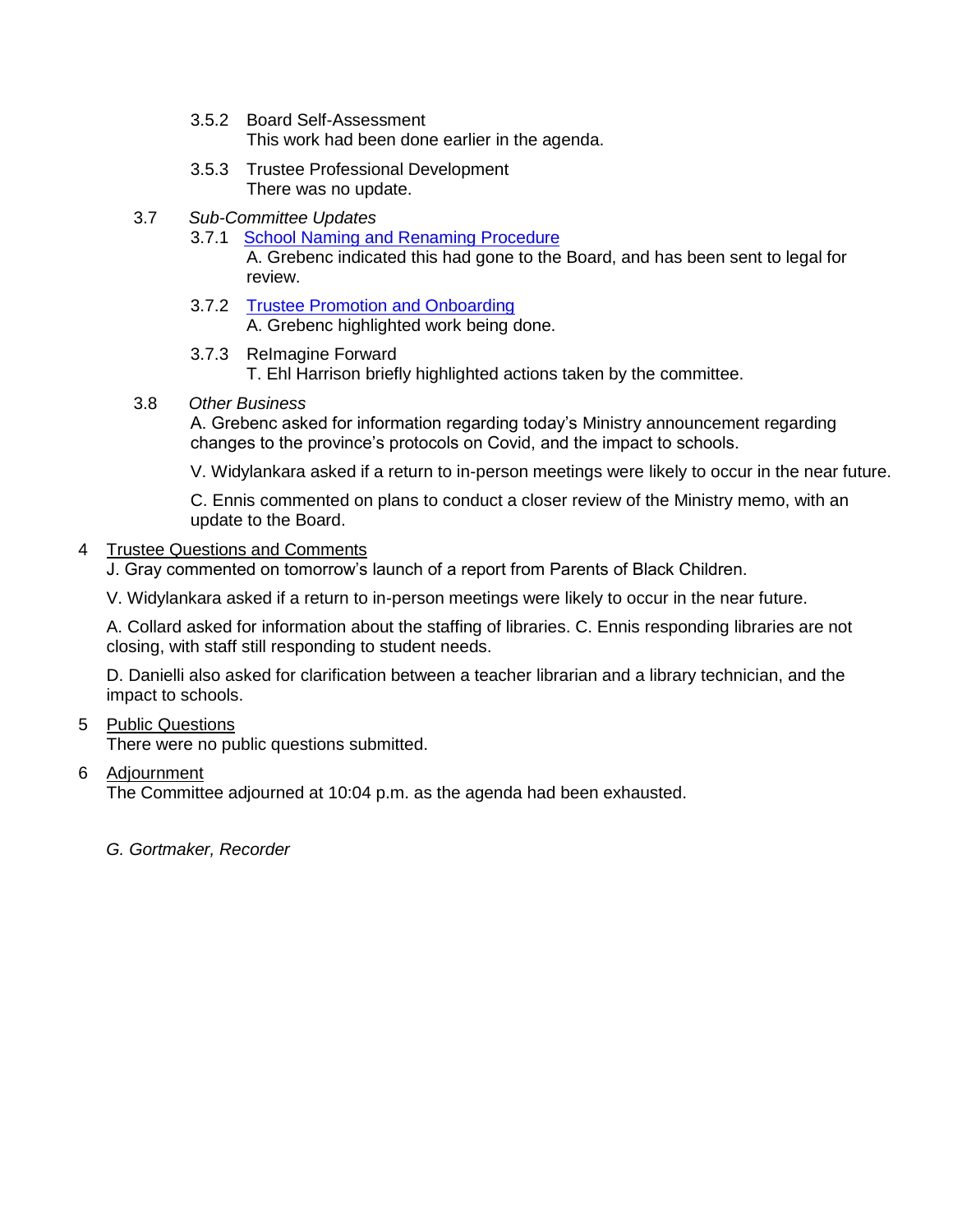3.5.2 Board Self-Assessment
This work had been done earlier in the agenda.

3.5.3 Trustee Professional Development
There was no update.

3.7 *Sub-Committee Updates*

3.7.1 School Naming and Renaming Procedure
A. Grebenc indicated this had gone to the Board, and has been sent to legal for review.

3.7.2 Trustee Promotion and Onboarding
A. Grebenc highlighted work being done.

3.7.3 ReImagine Forward
T. Ehl Harrison briefly highlighted actions taken by the committee.

3.8 *Other Business*
A. Grebenc asked for information regarding today's Ministry announcement regarding changes to the province's protocols on Covid, and the impact to schools.

V. Widylankara asked if a return to in-person meetings were likely to occur in the near future.

C. Ennis commented on plans to conduct a closer review of the Ministry memo, with an update to the Board.

4 Trustee Questions and Comments

J. Gray commented on tomorrow's launch of a report from Parents of Black Children.

V. Widylankara asked if a return to in-person meetings were likely to occur in the near future.

A. Collard asked for information about the staffing of libraries. C. Ennis responding libraries are not closing, with staff still responding to student needs.

D. Danielli also asked for clarification between a teacher librarian and a library technician, and the impact to schools.

5 Public Questions

There were no public questions submitted.

6 Adjournment

The Committee adjourned at 10:04 p.m. as the agenda had been exhausted.

*G. Gortmaker, Recorder*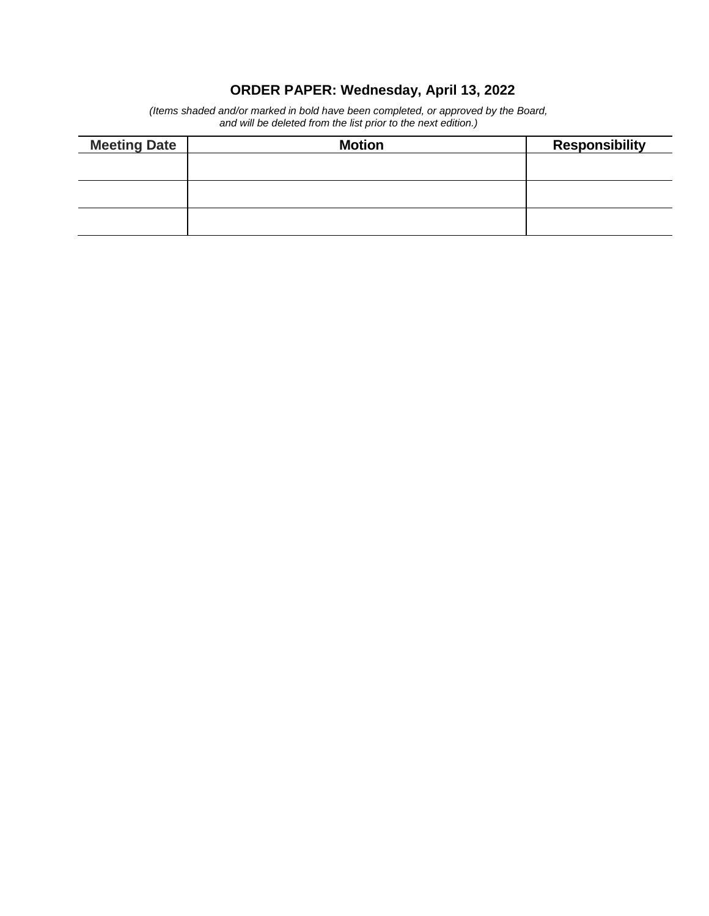**ORDER PAPER: Wednesday, April 13, 2022**

*(Items shaded and/or marked in bold have been completed, or approved by the Board, and will be deleted from the list prior to the next edition.)*

| Meeting Date | Motion | Responsibility |
|---|---|---|
| | | |
| | | |
| | | |